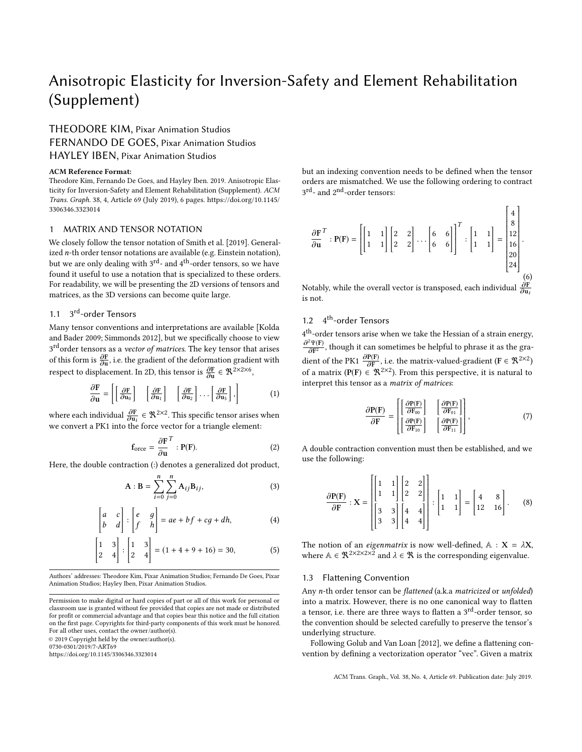# Anisotropic Elasticity for Inversion-Safety and Element Rehabilitation (Supplement)

THEODORE KIM, Pixar Animation Studios
FERNANDO DE GOES, Pixar Animation Studios
HAYLEY IBEN, Pixar Animation Studios

**ACM Reference Format:**
Theodore Kim, Fernando De Goes, and Hayley Iben. 2019. Anisotropic Elasticity for Inversion-Safety and Element Rehabilitation (Supplement). *ACM Trans. Graph.* 38, 4, Article 69 (July 2019), 6 pages. https://doi.org/10.1145/3306346.3323014

## 1 MATRIX AND TENSOR NOTATION

We closely follow the tensor notation of Smith et al. [2019]. Generalized $n$-th order tensor notations are available (e.g. Einstein notation), but we are only dealing with $3^{\text{rd}}$- and $4^{\text{th}}$-order tensors, so we have found it useful to use a notation that is specialized to these orders. For readability, we will be presenting the 2D versions of tensors and matrices, as the 3D versions can become quite large.

### 1.1 $3^{\text{rd}}$-order Tensors

Many tensor conventions and interpretations are available [Kolda and Bader 2009; Simmonds 2012], but we specifically choose to view $3^{\text{rd}}$order tensors as a *vector of matrices*. The key tensor that arises of this form is $\frac{\partial \mathbf{F}}{\partial \mathbf{u}}$, i.e. the gradient of the deformation gradient with respect to displacement. In 2D, this tensor is $\frac{\partial \mathbf{F}}{\partial \mathbf{u}} \in \Re^{2\times 2\times 6}$,

$$\frac{\partial \mathbf{F}}{\partial \mathbf{u}} = \left[ \left[\frac{\partial \mathbf{F}}{\partial \mathbf{u}_0}\right] \quad \left[\frac{\partial \mathbf{F}}{\partial \mathbf{u}_1}\right] \quad \left[\frac{\partial \mathbf{F}}{\partial \mathbf{u}_2}\right] \dots \left[\frac{\partial \mathbf{F}}{\partial \mathbf{u}_5}\right], \right] \tag{1}$$

where each individual $\frac{\partial \mathbf{F}}{\partial \mathbf{u}_i} \in \Re^{2\times 2}$. This specific tensor arises when we convert a PK1 into the force vector for a triangle element:

$$\mathbf{f}_{\text{orce}} = \frac{\partial \mathbf{F}}{\partial \mathbf{u}}^T : \mathbf{P}(\mathbf{F}). \tag{2}$$

Here, the double contraction (:) denotes a generalized dot product,

$$\mathbf{A} : \mathbf{B} = \sum_{i=0}^{n} \sum_{j=0}^{n} \mathbf{A}_{ij} \mathbf{B}_{ij}, \tag{3}$$

$$\begin{bmatrix} a & c \\ b & d \end{bmatrix} : \begin{bmatrix} e & g \\ f & h \end{bmatrix} = ae + bf + cg + dh, \tag{4}$$

$$\begin{bmatrix} 1 & 3 \\ 2 & 4 \end{bmatrix} : \begin{bmatrix} 1 & 3 \\ 2 & 4 \end{bmatrix} = (1 + 4 + 9 + 16) = 30, \tag{5}$$

but an indexing convention needs to be defined when the tensor orders are mismatched. We use the following ordering to contract $3^{\text{rd}}$- and $2^{\text{nd}}$-order tensors:

$$\frac{\partial \mathbf{F}}{\partial \mathbf{u}}^T : \mathbf{P}(\mathbf{F}) = \left[ \begin{bmatrix} 1 & 1 \\ 1 & 1 \end{bmatrix} \begin{bmatrix} 2 & 2 \\ 2 & 2 \end{bmatrix} \dots \begin{bmatrix} 6 & 6 \\ 6 & 6 \end{bmatrix} \right]^T : \begin{bmatrix} 1 & 1 \\ 1 & 1 \end{bmatrix} = \begin{bmatrix} 4 \\ 8 \\ 12 \\ 16 \\ 20 \\ 24 \end{bmatrix}. \tag{6}$$

Notably, while the overall vector is transposed, each individual $\frac{\partial \mathbf{F}}{\partial \mathbf{u}_i}$ is not.

### 1.2 $4^{\text{th}}$-order Tensors

$4^{\text{th}}$-order tensors arise when we take the Hessian of a strain energy, $\frac{\partial^2 \Psi(\mathbf{F})}{\partial \mathbf{F}^2}$, though it can sometimes be helpful to phrase it as the gradient of the PK1 $\frac{\partial \mathbf{P}(\mathbf{F})}{\partial \mathbf{F}}$, i.e. the matrix-valued-gradient ($\mathbf{F} \in \Re^{2\times 2}$) of a matrix ($\mathbf{P}(\mathbf{F}) \in \Re^{2\times 2}$). From this perspective, it is natural to interpret this tensor as a *matrix of matrices*:

$$\frac{\partial \mathbf{P}(\mathbf{F})}{\partial \mathbf{F}} = \begin{bmatrix} \left[\frac{\partial \mathbf{P}(\mathbf{F})}{\partial \mathbf{F}_{00}}\right] & \left[\frac{\partial \mathbf{P}(\mathbf{F})}{\partial \mathbf{F}_{01}}\right] \\ \left[\frac{\partial \mathbf{P}(\mathbf{F})}{\partial \mathbf{F}_{10}}\right] & \left[\frac{\partial \mathbf{P}(\mathbf{F})}{\partial \mathbf{F}_{11}}\right] \end{bmatrix}, \tag{7}$$

A double contraction convention must then be established, and we use the following:

$$\frac{\partial \mathbf{P}(\mathbf{F})}{\partial \mathbf{F}} : \mathbf{X} = \begin{bmatrix} \begin{bmatrix} 1 & 1 \\ 1 & 1 \end{bmatrix} & \begin{bmatrix} 2 & 2 \\ 2 & 2 \end{bmatrix} \\ \begin{bmatrix} 3 & 3 \\ 3 & 3 \end{bmatrix} & \begin{bmatrix} 4 & 4 \\ 4 & 4 \end{bmatrix} \end{bmatrix} : \begin{bmatrix} 1 & 1 \\ 1 & 1 \end{bmatrix} = \begin{bmatrix} 4 & 8 \\ 12 & 16 \end{bmatrix}. \tag{8}$$

The notion of an *eigenmatrix* is now well-defined, $\mathbb{A} : \mathbf{X} = \lambda \mathbf{X}$, where $\mathbb{A} \in \Re^{2\times 2\times 2\times 2}$ and $\lambda \in \Re$ is the corresponding eigenvalue.

### 1.3 Flattening Convention

Any $n$-th order tensor can be *flattened* (a.k.a *matricized* or *unfolded*) into a matrix. However, there is no one canonical way to flatten a tensor, i.e. there are three ways to flatten a $3^{\text{rd}}$-order tensor, so the convention should be selected carefully to preserve the tensor's underlying structure.

Following Golub and Van Loan [2012], we define a flattening convention by defining a vectorization operator "vec". Given a matrix

Authors' addresses: Theodore Kim, Pixar Animation Studios; Fernando De Goes, Pixar Animation Studios; Hayley Iben, Pixar Animation Studios.

Permission to make digital or hard copies of part or all of this work for personal or classroom use is granted without fee provided that copies are not made or distributed for profit or commercial advantage and that copies bear this notice and the full citation on the first page. Copyrights for third-party components of this work must be honored. For all other uses, contact the owner/author(s).
© 2019 Copyright held by the owner/author(s).
0730-0301/2019/7-ART69
https://doi.org/10.1145/3306346.3323014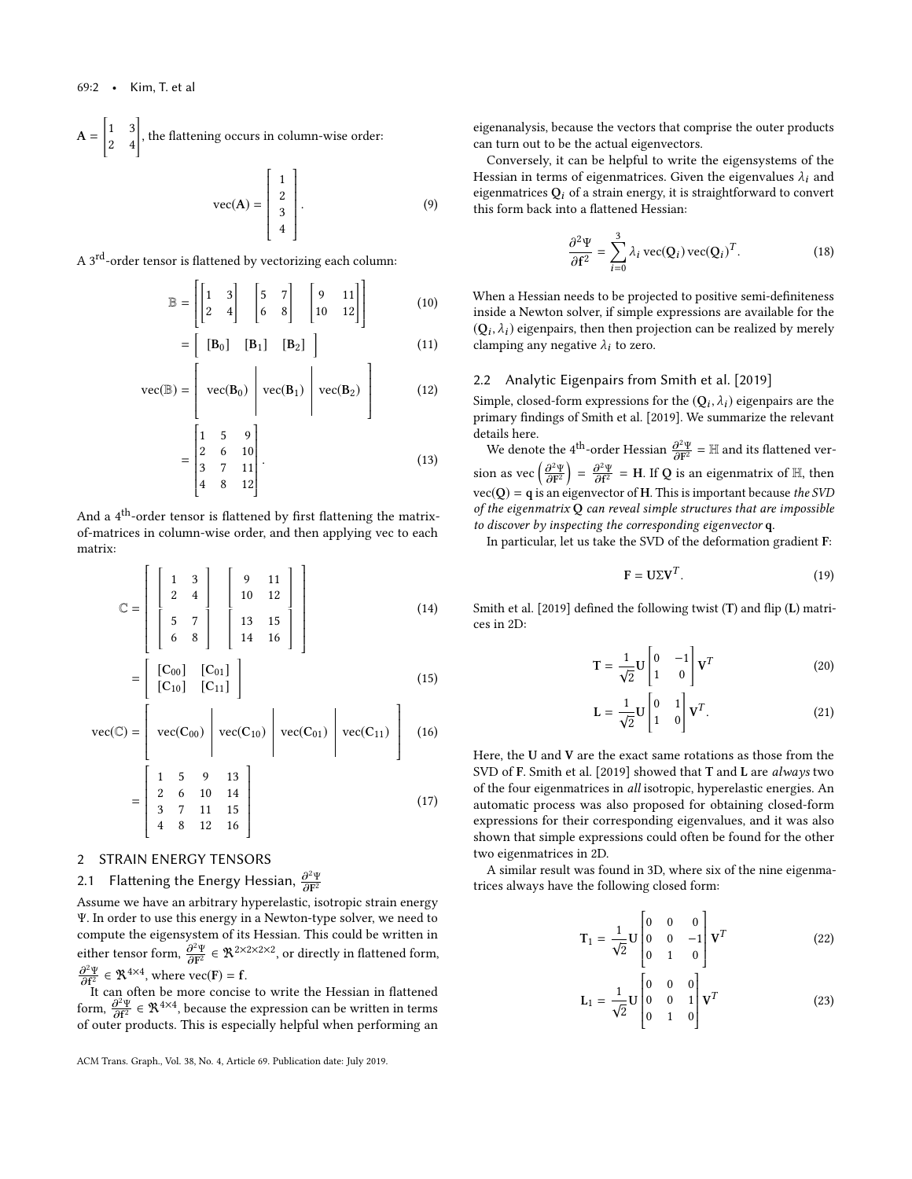$\mathbf{A} = \begin{bmatrix} 1 & 3 \\ 2 & 4 \end{bmatrix}$, the flattening occurs in column-wise order:

$$\text{vec}(\mathbf{A}) = \begin{bmatrix} 1 \\ 2 \\ 3 \\ 4 \end{bmatrix}. \tag{9}$$

A 3rd-order tensor is flattened by vectorizing each column:

$$\mathbb{B} = \left[ \begin{bmatrix} 1 & 3 \\ 2 & 4 \end{bmatrix} \begin{bmatrix} 5 & 7 \\ 6 & 8 \end{bmatrix} \begin{bmatrix} 9 & 11 \\ 10 & 12 \end{bmatrix} \right] \tag{10}$$

$$= \left[ \; [\mathbf{B}_0] \quad [\mathbf{B}_1] \quad [\mathbf{B}_2] \; \right] \tag{11}$$

$$\text{vec}(\mathbb{B}) = \left[ \; \text{vec}(\mathbf{B}_0) \; \middle| \; \text{vec}(\mathbf{B}_1) \; \middle| \; \text{vec}(\mathbf{B}_2) \; \right] \tag{12}$$

$$= \begin{bmatrix} 1 & 5 & 9 \\ 2 & 6 & 10 \\ 3 & 7 & 11 \\ 4 & 8 & 12 \end{bmatrix}. \tag{13}$$

And a 4th-order tensor is flattened by first flattening the matrix-of-matrices in column-wise order, and then applying vec to each matrix:

$$\mathbb{C} = \left[ \begin{array}{c|c} \begin{bmatrix} 1 & 3 \\ 2 & 4 \end{bmatrix} & \begin{bmatrix} 9 & 11 \\ 10 & 12 \end{bmatrix} \\ \begin{bmatrix} 5 & 7 \\ 6 & 8 \end{bmatrix} & \begin{bmatrix} 13 & 15 \\ 14 & 16 \end{bmatrix} \end{array} \right] \tag{14}$$

$$= \left[ \begin{array}{cc} [\mathbf{C}_{00}] & [\mathbf{C}_{01}] \\ [\mathbf{C}_{10}] & [\mathbf{C}_{11}] \end{array} \right] \tag{15}$$

$$\text{vec}(\mathbb{C}) = \left[ \; \text{vec}(\mathbf{C}_{00}) \; \middle| \; \text{vec}(\mathbf{C}_{10}) \; \middle| \; \text{vec}(\mathbf{C}_{01}) \; \middle| \; \text{vec}(\mathbf{C}_{11}) \; \right] \tag{16}$$

$$= \begin{bmatrix} 1 & 5 & 9 & 13 \\ 2 & 6 & 10 & 14 \\ 3 & 7 & 11 & 15 \\ 4 & 8 & 12 & 16 \end{bmatrix} \tag{17}$$

## 2 STRAIN ENERGY TENSORS

### 2.1 Flattening the Energy Hessian, $\frac{\partial^2 \Psi}{\partial \mathbf{F}^2}$

Assume we have an arbitrary hyperelastic, isotropic strain energy $\Psi$. In order to use this energy in a Newton-type solver, we need to compute the eigensystem of its Hessian. This could be written in either tensor form, $\frac{\partial^2 \Psi}{\partial \mathbf{F}^2} \in \Re^{2\times2\times2\times2}$, or directly in flattened form, $\frac{\partial^2 \Psi}{\partial \mathbf{f}^2} \in \Re^{4\times4}$, where $\text{vec}(\mathbf{F}) = \mathbf{f}$.

It can often be more concise to write the Hessian in flattened form, $\frac{\partial^2 \Psi}{\partial \mathbf{f}^2} \in \Re^{4\times4}$, because the expression can be written in terms of outer products. This is especially helpful when performing an eigenanalysis, because the vectors that comprise the outer products can turn out to be the actual eigenvectors.

Conversely, it can be helpful to write the eigensystems of the Hessian in terms of eigenmatrices. Given the eigenvalues $\lambda_i$ and eigenmatrices $\mathbf{Q}_i$ of a strain energy, it is straightforward to convert this form back into a flattened Hessian:

$$\frac{\partial^2 \Psi}{\partial \mathbf{f}^2} = \sum_{i=0}^{3} \lambda_i \, \text{vec}(\mathbf{Q}_i) \, \text{vec}(\mathbf{Q}_i)^T. \tag{18}$$

When a Hessian needs to be projected to positive semi-definiteness inside a Newton solver, if simple expressions are available for the $(\mathbf{Q}_i, \lambda_i)$ eigenpairs, then then projection can be realized by merely clamping any negative $\lambda_i$ to zero.

### 2.2 Analytic Eigenpairs from Smith et al. [2019]

Simple, closed-form expressions for the $(\mathbf{Q}_i, \lambda_i)$ eigenpairs are the primary findings of Smith et al. [2019]. We summarize the relevant details here.

We denote the 4th-order Hessian $\frac{\partial^2 \Psi}{\partial \mathbf{F}^2} = \mathbb{H}$ and its flattened version as $\text{vec}\left(\frac{\partial^2 \Psi}{\partial \mathbf{F}^2}\right) = \frac{\partial^2 \Psi}{\partial \mathbf{f}^2} = \mathbf{H}$. If $\mathbf{Q}$ is an eigenmatrix of $\mathbb{H}$, then $\text{vec}(\mathbf{Q}) = \mathbf{q}$ is an eigenvector of $\mathbf{H}$. This is important because *the SVD of the eigenmatrix $\mathbf{Q}$ can reveal simple structures that are impossible to discover by inspecting the corresponding eigenvector $\mathbf{q}$*.

In particular, let us take the SVD of the deformation gradient $\mathbf{F}$:

$$\mathbf{F} = \mathbf{U}\Sigma\mathbf{V}^T. \tag{19}$$

Smith et al. [2019] defined the following twist ($\mathbf{T}$) and flip ($\mathbf{L}$) matrices in 2D:

$$\mathbf{T} = \frac{1}{\sqrt{2}}\mathbf{U}\begin{bmatrix} 0 & -1 \\ 1 & 0 \end{bmatrix}\mathbf{V}^T \tag{20}$$

$$\mathbf{L} = \frac{1}{\sqrt{2}}\mathbf{U}\begin{bmatrix} 0 & 1 \\ 1 & 0 \end{bmatrix}\mathbf{V}^T. \tag{21}$$

Here, the $\mathbf{U}$ and $\mathbf{V}$ are the exact same rotations as those from the SVD of $\mathbf{F}$. Smith et al. [2019] showed that $\mathbf{T}$ and $\mathbf{L}$ are *always* two of the four eigenmatrices in *all* isotropic, hyperelastic energies. An automatic process was also proposed for obtaining closed-form expressions for their corresponding eigenvalues, and it was also shown that simple expressions could often be found for the other two eigenmatrices in 2D.

A similar result was found in 3D, where six of the nine eigenmatrices always have the following closed form:

$$\mathbf{T}_1 = \frac{1}{\sqrt{2}}\mathbf{U}\begin{bmatrix} 0 & 0 & 0 \\ 0 & 0 & -1 \\ 0 & 1 & 0 \end{bmatrix}\mathbf{V}^T \tag{22}$$

$$\mathbf{L}_1 = \frac{1}{\sqrt{2}}\mathbf{U}\begin{bmatrix} 0 & 0 & 0 \\ 0 & 0 & 1 \\ 0 & 1 & 0 \end{bmatrix}\mathbf{V}^T \tag{23}$$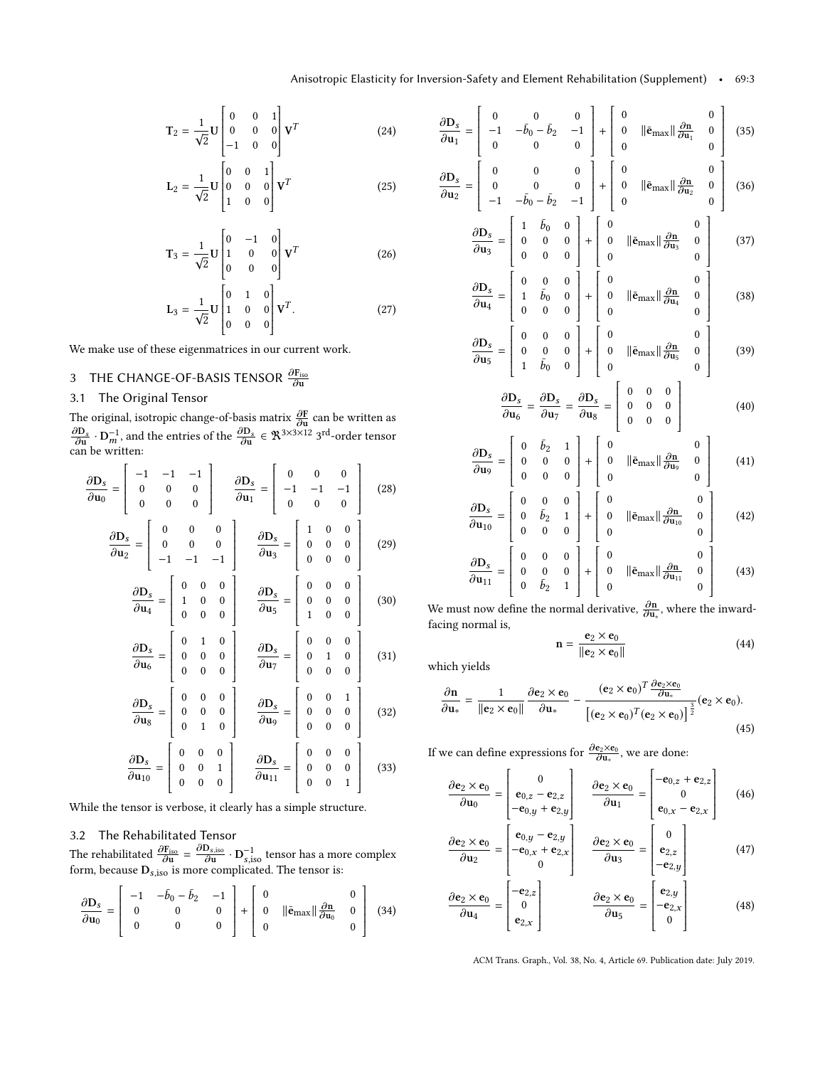$$\mathbf{T}_2 = \frac{1}{\sqrt{2}}\mathbf{U}\begin{bmatrix} 0 & 0 & 1 \\ 0 & 0 & 0 \\ -1 & 0 & 0 \end{bmatrix}\mathbf{V}^T \tag{24}$$

$$\mathbf{L}_2 = \frac{1}{\sqrt{2}}\mathbf{U}\begin{bmatrix} 0 & 0 & 1 \\ 0 & 0 & 0 \\ 1 & 0 & 0 \end{bmatrix}\mathbf{V}^T \tag{25}$$

$$\mathbf{T}_3 = \frac{1}{\sqrt{2}}\mathbf{U}\begin{bmatrix} 0 & -1 & 0 \\ 1 & 0 & 0 \\ 0 & 0 & 0 \end{bmatrix}\mathbf{V}^T \tag{26}$$

$$\mathbf{L}_3 = \frac{1}{\sqrt{2}}\mathbf{U}\begin{bmatrix} 0 & 1 & 0 \\ 1 & 0 & 0 \\ 0 & 0 & 0 \end{bmatrix}\mathbf{V}^T. \tag{27}$$

We make use of these eigenmatrices in our current work.

# 3 THE CHANGE-OF-BASIS TENSOR $\frac{\partial \mathbf{F}_{\text{iso}}}{\partial \mathbf{u}}$

## 3.1 The Original Tensor

The original, isotropic change-of-basis matrix $\frac{\partial \mathbf{F}}{\partial \mathbf{u}}$ can be written as $\frac{\partial \mathbf{D}_s}{\partial \mathbf{u}} \cdot \mathbf{D}_m^{-1}$, and the entries of the $\frac{\partial \mathbf{D}_s}{\partial \mathbf{u}} \in \Re^{3\times3\times12}$ 3rd-order tensor can be written:

$$\frac{\partial \mathbf{D}_s}{\partial \mathbf{u}_0} = \begin{bmatrix} -1 & -1 & -1 \\ 0 & 0 & 0 \\ 0 & 0 & 0 \end{bmatrix} \quad \frac{\partial \mathbf{D}_s}{\partial \mathbf{u}_1} = \begin{bmatrix} 0 & 0 & 0 \\ -1 & -1 & -1 \\ 0 & 0 & 0 \end{bmatrix} \tag{28}$$

$$\frac{\partial \mathbf{D}_s}{\partial \mathbf{u}_2} = \begin{bmatrix} 0 & 0 & 0 \\ 0 & 0 & 0 \\ -1 & -1 & -1 \end{bmatrix} \quad \frac{\partial \mathbf{D}_s}{\partial \mathbf{u}_3} = \begin{bmatrix} 1 & 0 & 0 \\ 0 & 0 & 0 \\ 0 & 0 & 0 \end{bmatrix} \tag{29}$$

$$\frac{\partial \mathbf{D}_s}{\partial \mathbf{u}_4} = \begin{bmatrix} 0 & 0 & 0 \\ 1 & 0 & 0 \\ 0 & 0 & 0 \end{bmatrix} \quad \frac{\partial \mathbf{D}_s}{\partial \mathbf{u}_5} = \begin{bmatrix} 0 & 0 & 0 \\ 0 & 0 & 0 \\ 1 & 0 & 0 \end{bmatrix} \tag{30}$$

$$\frac{\partial \mathbf{D}_s}{\partial \mathbf{u}_6} = \begin{bmatrix} 0 & 1 & 0 \\ 0 & 0 & 0 \\ 0 & 0 & 0 \end{bmatrix} \quad \frac{\partial \mathbf{D}_s}{\partial \mathbf{u}_7} = \begin{bmatrix} 0 & 0 & 0 \\ 0 & 1 & 0 \\ 0 & 0 & 0 \end{bmatrix} \tag{31}$$

$$\frac{\partial \mathbf{D}_s}{\partial \mathbf{u}_8} = \begin{bmatrix} 0 & 0 & 0 \\ 0 & 0 & 0 \\ 0 & 1 & 0 \end{bmatrix} \quad \frac{\partial \mathbf{D}_s}{\partial \mathbf{u}_9} = \begin{bmatrix} 0 & 0 & 1 \\ 0 & 0 & 0 \\ 0 & 0 & 0 \end{bmatrix} \tag{32}$$

$$\frac{\partial \mathbf{D}_s}{\partial \mathbf{u}_{10}} = \begin{bmatrix} 0 & 0 & 0 \\ 0 & 0 & 1 \\ 0 & 0 & 0 \end{bmatrix} \quad \frac{\partial \mathbf{D}_s}{\partial \mathbf{u}_{11}} = \begin{bmatrix} 0 & 0 & 0 \\ 0 & 0 & 0 \\ 0 & 0 & 1 \end{bmatrix} \tag{33}$$

While the tensor is verbose, it clearly has a simple structure.

## 3.2 The Rehabilitated Tensor

The rehabilitated $\frac{\partial \mathbf{F}_{\text{iso}}}{\partial \mathbf{u}} = \frac{\partial \mathbf{D}_{s,\text{iso}}}{\partial \mathbf{u}} \cdot \mathbf{D}_{s,\text{iso}}^{-1}$ tensor has a more complex form, because $\mathbf{D}_{s,\text{iso}}$ is more complicated. The tensor is:

$$\frac{\partial \mathbf{D}_s}{\partial \mathbf{u}_0} = \begin{bmatrix} -1 & -\bar{b}_0 - \bar{b}_2 & -1 \\ 0 & 0 & 0 \\ 0 & 0 & 0 \end{bmatrix} + \begin{bmatrix} 0 & & 0 \\ 0 & \|\bar{\mathbf{e}}_{\max}\| \frac{\partial \mathbf{n}}{\partial \mathbf{u}_0} & 0 \\ 0 & & 0 \end{bmatrix} \tag{34}$$

$$\frac{\partial \mathbf{D}_s}{\partial \mathbf{u}_1} = \begin{bmatrix} 0 & 0 & 0 \\ -1 & -\bar{b}_0 - \bar{b}_2 & -1 \\ 0 & 0 & 0 \end{bmatrix} + \begin{bmatrix} 0 & & 0 \\ 0 & \|\bar{\mathbf{e}}_{\max}\| \frac{\partial \mathbf{n}}{\partial \mathbf{u}_1} & 0 \\ 0 & & 0 \end{bmatrix} \tag{35}$$

$$\frac{\partial \mathbf{D}_s}{\partial \mathbf{u}_2} = \begin{bmatrix} 0 & 0 & 0 \\ 0 & 0 & 0 \\ -1 & -\bar{b}_0 - \bar{b}_2 & -1 \end{bmatrix} + \begin{bmatrix} 0 & & 0 \\ 0 & \|\bar{\mathbf{e}}_{\max}\| \frac{\partial \mathbf{n}}{\partial \mathbf{u}_2} & 0 \\ 0 & & 0 \end{bmatrix} \tag{36}$$

$$\frac{\partial \mathbf{D}_s}{\partial \mathbf{u}_3} = \begin{bmatrix} 1 & \bar{b}_0 & 0 \\ 0 & 0 & 0 \\ 0 & 0 & 0 \end{bmatrix} + \begin{bmatrix} 0 & & 0 \\ 0 & \|\bar{\mathbf{e}}_{\max}\| \frac{\partial \mathbf{n}}{\partial \mathbf{u}_3} & 0 \\ 0 & & 0 \end{bmatrix} \tag{37}$$

$$\frac{\partial \mathbf{D}_s}{\partial \mathbf{u}_4} = \begin{bmatrix} 0 & 0 & 0 \\ 1 & \bar{b}_0 & 0 \\ 0 & 0 & 0 \end{bmatrix} + \begin{bmatrix} 0 & & 0 \\ 0 & \|\bar{\mathbf{e}}_{\max}\| \frac{\partial \mathbf{n}}{\partial \mathbf{u}_4} & 0 \\ 0 & & 0 \end{bmatrix} \tag{38}$$

$$\frac{\partial \mathbf{D}_s}{\partial \mathbf{u}_5} = \begin{bmatrix} 0 & 0 & 0 \\ 0 & 0 & 0 \\ 1 & \bar{b}_0 & 0 \end{bmatrix} + \begin{bmatrix} 0 & & 0 \\ 0 & \|\bar{\mathbf{e}}_{\max}\| \frac{\partial \mathbf{n}}{\partial \mathbf{u}_5} & 0 \\ 0 & & 0 \end{bmatrix} \tag{39}$$

$$\frac{\partial \mathbf{D}_s}{\partial \mathbf{u}_6} = \frac{\partial \mathbf{D}_s}{\partial \mathbf{u}_7} = \frac{\partial \mathbf{D}_s}{\partial \mathbf{u}_8} = \begin{bmatrix} 0 & 0 & 0 \\ 0 & 0 & 0 \\ 0 & 0 & 0 \end{bmatrix} \tag{40}$$

$$\frac{\partial \mathbf{D}_s}{\partial \mathbf{u}_9} = \begin{bmatrix} 0 & \bar{b}_2 & 1 \\ 0 & 0 & 0 \\ 0 & 0 & 0 \end{bmatrix} + \begin{bmatrix} 0 & & 0 \\ 0 & \|\bar{\mathbf{e}}_{\max}\| \frac{\partial \mathbf{n}}{\partial \mathbf{u}_9} & 0 \\ 0 & & 0 \end{bmatrix} \tag{41}$$

$$\frac{\partial \mathbf{D}_s}{\partial \mathbf{u}_{10}} = \begin{bmatrix} 0 & 0 & 0 \\ 0 & \bar{b}_2 & 1 \\ 0 & 0 & 0 \end{bmatrix} + \begin{bmatrix} 0 & & 0 \\ 0 & \|\bar{\mathbf{e}}_{\max}\| \frac{\partial \mathbf{n}}{\partial \mathbf{u}_{10}} & 0 \\ 0 & & 0 \end{bmatrix} \tag{42}$$

$$\frac{\partial \mathbf{D}_s}{\partial \mathbf{u}_{11}} = \begin{bmatrix} 0 & 0 & 0 \\ 0 & 0 & 0 \\ 0 & \bar{b}_2 & 1 \end{bmatrix} + \begin{bmatrix} 0 & & 0 \\ 0 & \|\bar{\mathbf{e}}_{\max}\| \frac{\partial \mathbf{n}}{\partial \mathbf{u}_{11}} & 0 \\ 0 & & 0 \end{bmatrix} \tag{43}$$

We must now define the normal derivative, $\frac{\partial \mathbf{n}}{\partial \mathbf{u}_*}$, where the inward-facing normal is,

$$\mathbf{n} = \frac{\mathbf{e}_2 \times \mathbf{e}_0}{\|\mathbf{e}_2 \times \mathbf{e}_0\|} \tag{44}$$

which yields

$$\frac{\partial \mathbf{n}}{\partial \mathbf{u}_*} = \frac{1}{\|\mathbf{e}_2 \times \mathbf{e}_0\|}\frac{\partial \mathbf{e}_2 \times \mathbf{e}_0}{\partial \mathbf{u}_*} - \frac{(\mathbf{e}_2 \times \mathbf{e}_0)^T \frac{\partial \mathbf{e}_2 \times \mathbf{e}_0}{\partial \mathbf{u}_*}}{\left[(\mathbf{e}_2 \times \mathbf{e}_0)^T(\mathbf{e}_2 \times \mathbf{e}_0)\right]^{\frac{3}{2}}}(\mathbf{e}_2 \times \mathbf{e}_0). \tag{45}$$

If we can define expressions for $\frac{\partial \mathbf{e}_2 \times \mathbf{e}_0}{\partial \mathbf{u}_*}$, we are done:

$$\frac{\partial \mathbf{e}_2 \times \mathbf{e}_0}{\partial \mathbf{u}_0} = \begin{bmatrix} 0 \\ \mathbf{e}_{0,z} - \mathbf{e}_{2,z} \\ -\mathbf{e}_{0,y} + \mathbf{e}_{2,y} \end{bmatrix} \quad \frac{\partial \mathbf{e}_2 \times \mathbf{e}_0}{\partial \mathbf{u}_1} = \begin{bmatrix} -\mathbf{e}_{0,z} + \mathbf{e}_{2,z} \\ 0 \\ \mathbf{e}_{0,x} - \mathbf{e}_{2,x} \end{bmatrix} \tag{46}$$

$$\frac{\partial \mathbf{e}_2 \times \mathbf{e}_0}{\partial \mathbf{u}_2} = \begin{bmatrix} \mathbf{e}_{0,y} - \mathbf{e}_{2,y} \\ -\mathbf{e}_{0,x} + \mathbf{e}_{2,x} \\ 0 \end{bmatrix} \quad \frac{\partial \mathbf{e}_2 \times \mathbf{e}_0}{\partial \mathbf{u}_3} = \begin{bmatrix} 0 \\ \mathbf{e}_{2,z} \\ -\mathbf{e}_{2,y} \end{bmatrix} \tag{47}$$

$$\frac{\partial \mathbf{e}_2 \times \mathbf{e}_0}{\partial \mathbf{u}_4} = \begin{bmatrix} -\mathbf{e}_{2,z} \\ 0 \\ \mathbf{e}_{2,x} \end{bmatrix} \quad \frac{\partial \mathbf{e}_2 \times \mathbf{e}_0}{\partial \mathbf{u}_5} = \begin{bmatrix} \mathbf{e}_{2,y} \\ -\mathbf{e}_{2,x} \\ 0 \end{bmatrix} \tag{48}$$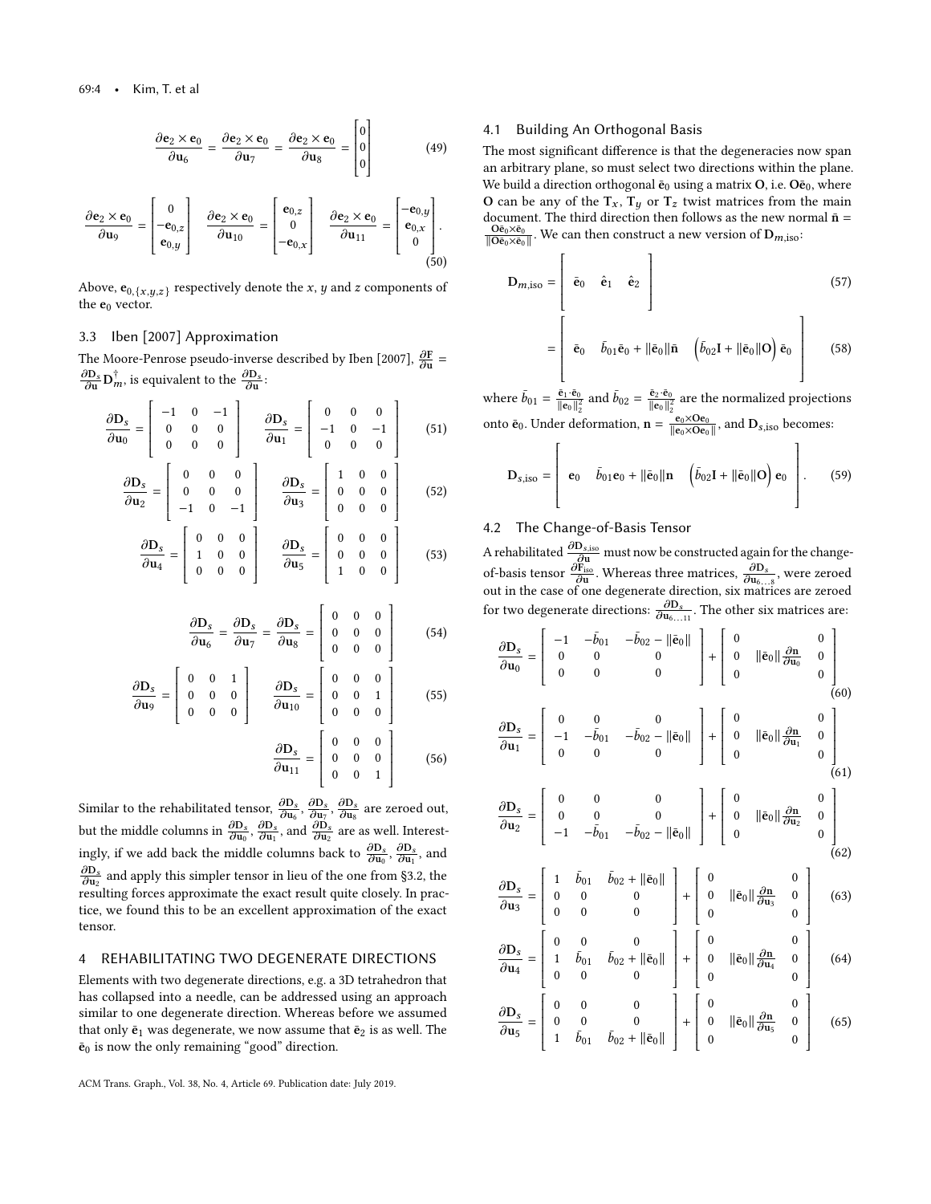$$\frac{\partial \mathbf{e}_2 \times \mathbf{e}_0}{\partial \mathbf{u}_6} = \frac{\partial \mathbf{e}_2 \times \mathbf{e}_0}{\partial \mathbf{u}_7} = \frac{\partial \mathbf{e}_2 \times \mathbf{e}_0}{\partial \mathbf{u}_8} = \begin{bmatrix} 0 \\ 0 \\ 0 \end{bmatrix} \tag{49}$$

$$\frac{\partial \mathbf{e}_2 \times \mathbf{e}_0}{\partial \mathbf{u}_9} = \begin{bmatrix} 0 \\ -\mathbf{e}_{0,z} \\ \mathbf{e}_{0,y} \end{bmatrix} \quad \frac{\partial \mathbf{e}_2 \times \mathbf{e}_0}{\partial \mathbf{u}_{10}} = \begin{bmatrix} \mathbf{e}_{0,z} \\ 0 \\ -\mathbf{e}_{0,x} \end{bmatrix} \quad \frac{\partial \mathbf{e}_2 \times \mathbf{e}_0}{\partial \mathbf{u}_{11}} = \begin{bmatrix} -\mathbf{e}_{0,y} \\ \mathbf{e}_{0,x} \\ 0 \end{bmatrix}. \tag{50}$$

Above, $\mathbf{e}_{0,\{x,y,z\}}$ respectively denote the $x$, $y$ and $z$ components of the $\mathbf{e}_0$ vector.

### 3.3 Iben [2007] Approximation

The Moore-Penrose pseudo-inverse described by Iben [2007], $\frac{\partial \mathbf{F}}{\partial \mathbf{u}} = \frac{\partial \mathbf{D}_s}{\partial \mathbf{u}} \mathbf{D}_m^\dagger$, is equivalent to the $\frac{\partial \mathbf{D}_s}{\partial \mathbf{u}}$:

$$\frac{\partial \mathbf{D}_s}{\partial \mathbf{u}_0} = \begin{bmatrix} -1 & 0 & -1 \\ 0 & 0 & 0 \\ 0 & 0 & 0 \end{bmatrix} \quad \frac{\partial \mathbf{D}_s}{\partial \mathbf{u}_1} = \begin{bmatrix} 0 & 0 & 0 \\ -1 & 0 & -1 \\ 0 & 0 & 0 \end{bmatrix} \tag{51}$$

$$\frac{\partial \mathbf{D}_s}{\partial \mathbf{u}_2} = \begin{bmatrix} 0 & 0 & 0 \\ 0 & 0 & 0 \\ -1 & 0 & -1 \end{bmatrix} \quad \frac{\partial \mathbf{D}_s}{\partial \mathbf{u}_3} = \begin{bmatrix} 1 & 0 & 0 \\ 0 & 0 & 0 \\ 0 & 0 & 0 \end{bmatrix} \tag{52}$$

$$\frac{\partial \mathbf{D}_s}{\partial \mathbf{u}_4} = \begin{bmatrix} 0 & 0 & 0 \\ 1 & 0 & 0 \\ 0 & 0 & 0 \end{bmatrix} \quad \frac{\partial \mathbf{D}_s}{\partial \mathbf{u}_5} = \begin{bmatrix} 0 & 0 & 0 \\ 0 & 0 & 0 \\ 1 & 0 & 0 \end{bmatrix} \tag{53}$$

$$\frac{\partial \mathbf{D}_s}{\partial \mathbf{u}_6} = \frac{\partial \mathbf{D}_s}{\partial \mathbf{u}_7} = \frac{\partial \mathbf{D}_s}{\partial \mathbf{u}_8} = \begin{bmatrix} 0 & 0 & 0 \\ 0 & 0 & 0 \\ 0 & 0 & 0 \end{bmatrix} \tag{54}$$

$$\frac{\partial \mathbf{D}_s}{\partial \mathbf{u}_9} = \begin{bmatrix} 0 & 0 & 1 \\ 0 & 0 & 0 \\ 0 & 0 & 0 \end{bmatrix} \quad \frac{\partial \mathbf{D}_s}{\partial \mathbf{u}_{10}} = \begin{bmatrix} 0 & 0 & 0 \\ 0 & 0 & 1 \\ 0 & 0 & 0 \end{bmatrix} \tag{55}$$

$$\frac{\partial \mathbf{D}_s}{\partial \mathbf{u}_{11}} = \begin{bmatrix} 0 & 0 & 0 \\ 0 & 0 & 0 \\ 0 & 0 & 1 \end{bmatrix} \tag{56}$$

Similar to the rehabilitated tensor, $\frac{\partial \mathbf{D}_s}{\partial \mathbf{u}_6}$, $\frac{\partial \mathbf{D}_s}{\partial \mathbf{u}_7}$, $\frac{\partial \mathbf{D}_s}{\partial \mathbf{u}_8}$ are zeroed out, but the middle columns in $\frac{\partial \mathbf{D}_s}{\partial \mathbf{u}_0}$, $\frac{\partial \mathbf{D}_s}{\partial \mathbf{u}_1}$, and $\frac{\partial \mathbf{D}_s}{\partial \mathbf{u}_2}$ are as well. Interestingly, if we add back the middle columns back to $\frac{\partial \mathbf{D}_s}{\partial \mathbf{u}_0}$, $\frac{\partial \mathbf{D}_s}{\partial \mathbf{u}_1}$, and $\frac{\partial \mathbf{D}_s}{\partial \mathbf{u}_2}$ and apply this simpler tensor in lieu of the one from §3.2, the resulting forces approximate the exact result quite closely. In practice, we found this to be an excellent approximation of the exact tensor.

## 4 REHABILITATING TWO DEGENERATE DIRECTIONS

Elements with two degenerate directions, e.g. a 3D tetrahedron that has collapsed into a needle, can be addressed using an approach similar to one degenerate direction. Whereas before we assumed that only $\bar{\mathbf{e}}_1$ was degenerate, we now assume that $\bar{\mathbf{e}}_2$ is as well. The $\bar{\mathbf{e}}_0$ is now the only remaining "good" direction.

### 4.1 Building An Orthogonal Basis

The most significant difference is that the degeneracies now span an arbitrary plane, so must select two directions within the plane. We build a direction orthogonal $\bar{\mathbf{e}}_0$ using a matrix $\mathbf{O}$, i.e. $\mathbf{O}\bar{\mathbf{e}}_0$, where $\mathbf{O}$ can be any of the $\mathbf{T}_x$, $\mathbf{T}_y$ or $\mathbf{T}_z$ twist matrices from the main document. The third direction then follows as the new normal $\bar{\mathbf{n}} = \frac{\mathbf{O}\bar{\mathbf{e}}_0 \times \bar{\mathbf{e}}_0}{\|\mathbf{O}\bar{\mathbf{e}}_0 \times \bar{\mathbf{e}}_0\|}$. We can then construct a new version of $\mathbf{D}_{m,\text{iso}}$:

$$\mathbf{D}_{m,\text{iso}} = \begin{bmatrix} \bar{\mathbf{e}}_0 & \hat{\mathbf{e}}_1 & \hat{\mathbf{e}}_2 \end{bmatrix} \tag{57}$$

$$= \begin{bmatrix} \bar{\mathbf{e}}_0 & \bar{b}_{01}\bar{\mathbf{e}}_0 + \|\bar{\mathbf{e}}_0\|\bar{\mathbf{n}} & \left(\bar{b}_{02}\mathbf{I} + \|\bar{\mathbf{e}}_0\|\mathbf{O}\right)\bar{\mathbf{e}}_0 \end{bmatrix} \tag{58}$$

where $\bar{b}_{01} = \frac{\bar{\mathbf{e}}_1 \cdot \bar{\mathbf{e}}_0}{\|\mathbf{e}_0\|_2^2}$ and $\bar{b}_{02} = \frac{\bar{\mathbf{e}}_2 \cdot \bar{\mathbf{e}}_0}{\|\mathbf{e}_0\|_2^2}$ are the normalized projections onto $\bar{\mathbf{e}}_0$. Under deformation, $\mathbf{n} = \frac{\mathbf{e}_0 \times \mathbf{O}\mathbf{e}_0}{\|\mathbf{e}_0 \times \mathbf{O}\mathbf{e}_0\|}$, and $\mathbf{D}_{s,\text{iso}}$ becomes:

$$\mathbf{D}_{s,\text{iso}} = \begin{bmatrix} \mathbf{e}_0 & \bar{b}_{01}\mathbf{e}_0 + \|\bar{\mathbf{e}}_0\|\mathbf{n} & \left(\bar{b}_{02}\mathbf{I} + \|\bar{\mathbf{e}}_0\|\mathbf{O}\right)\mathbf{e}_0 \end{bmatrix}. \tag{59}$$

### 4.2 The Change-of-Basis Tensor

A rehabilitated $\frac{\partial \mathbf{D}_{s,\text{iso}}}{\partial \mathbf{u}}$ must now be constructed again for the change-of-basis tensor $\frac{\partial \mathbf{F}_{\text{iso}}}{\partial \mathbf{u}}$. Whereas three matrices, $\frac{\partial \mathbf{D}_s}{\partial \mathbf{u}_{6\ldots 8}}$, were zeroed out in the case of one degenerate direction, six matrices are zeroed for two degenerate directions: $\frac{\partial \mathbf{D}_s}{\partial \mathbf{u}_{6\ldots 11}}$. The other six matrices are:

$$\frac{\partial \mathbf{D}_s}{\partial \mathbf{u}_0} = \begin{bmatrix} -1 & -\bar{b}_{01} & -\bar{b}_{02} - \|\bar{\mathbf{e}}_0\| \\ 0 & 0 & 0 \\ 0 & 0 & 0 \end{bmatrix} + \begin{bmatrix} 0 & & 0 \\ 0 & \|\bar{\mathbf{e}}_0\|\frac{\partial \mathbf{n}}{\partial \mathbf{u}_0} & 0 \\ 0 & & 0 \end{bmatrix} \tag{60}$$

$$\frac{\partial \mathbf{D}_s}{\partial \mathbf{u}_1} = \begin{bmatrix} 0 & 0 & 0 \\ -1 & -\bar{b}_{01} & -\bar{b}_{02} - \|\bar{\mathbf{e}}_0\| \\ 0 & 0 & 0 \end{bmatrix} + \begin{bmatrix} 0 & & 0 \\ 0 & \|\bar{\mathbf{e}}_0\|\frac{\partial \mathbf{n}}{\partial \mathbf{u}_1} & 0 \\ 0 & & 0 \end{bmatrix} \tag{61}$$

$$\frac{\partial \mathbf{D}_s}{\partial \mathbf{u}_2} = \begin{bmatrix} 0 & 0 & 0 \\ 0 & 0 & 0 \\ -1 & -\bar{b}_{01} & -\bar{b}_{02} - \|\bar{\mathbf{e}}_0\| \end{bmatrix} + \begin{bmatrix} 0 & & 0 \\ 0 & \|\bar{\mathbf{e}}_0\|\frac{\partial \mathbf{n}}{\partial \mathbf{u}_2} & 0 \\ 0 & & 0 \end{bmatrix} \tag{62}$$

$$\frac{\partial \mathbf{D}_s}{\partial \mathbf{u}_3} = \begin{bmatrix} 1 & \bar{b}_{01} & \bar{b}_{02} + \|\bar{\mathbf{e}}_0\| \\ 0 & 0 & 0 \\ 0 & 0 & 0 \end{bmatrix} + \begin{bmatrix} 0 & & 0 \\ 0 & \|\bar{\mathbf{e}}_0\|\frac{\partial \mathbf{n}}{\partial \mathbf{u}_3} & 0 \\ 0 & & 0 \end{bmatrix} \tag{63}$$

$$\frac{\partial \mathbf{D}_s}{\partial \mathbf{u}_4} = \begin{bmatrix} 0 & 0 & 0 \\ 1 & \bar{b}_{01} & \bar{b}_{02} + \|\bar{\mathbf{e}}_0\| \\ 0 & 0 & 0 \end{bmatrix} + \begin{bmatrix} 0 & & 0 \\ 0 & \|\bar{\mathbf{e}}_0\|\frac{\partial \mathbf{n}}{\partial \mathbf{u}_4} & 0 \\ 0 & & 0 \end{bmatrix} \tag{64}$$

$$\frac{\partial \mathbf{D}_s}{\partial \mathbf{u}_5} = \begin{bmatrix} 0 & 0 & 0 \\ 0 & 0 & 0 \\ 1 & \bar{b}_{01} & \bar{b}_{02} + \|\bar{\mathbf{e}}_0\| \end{bmatrix} + \begin{bmatrix} 0 & & 0 \\ 0 & \|\bar{\mathbf{e}}_0\|\frac{\partial \mathbf{n}}{\partial \mathbf{u}_5} & 0 \\ 0 & & 0 \end{bmatrix} \tag{65}$$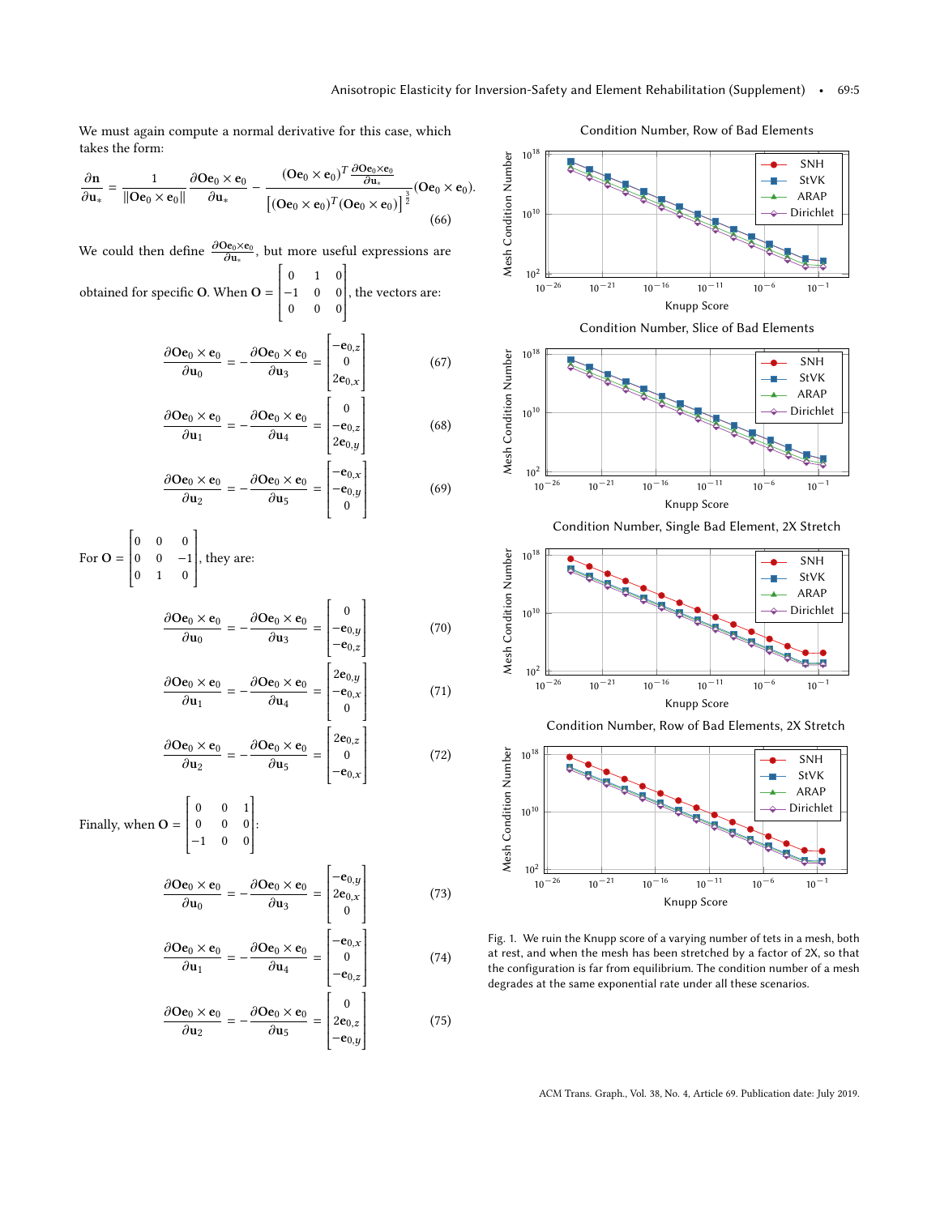We must again compute a normal derivative for this case, which takes the form:

$$\frac{\partial \mathbf{n}}{\partial \mathbf{u}_*} = \frac{1}{\|\mathbf{O}\mathbf{e}_0 \times \mathbf{e}_0\|}\frac{\partial \mathbf{O}\mathbf{e}_0 \times \mathbf{e}_0}{\partial \mathbf{u}_*} - \frac{(\mathbf{O}\mathbf{e}_0 \times \mathbf{e}_0)^T \frac{\partial \mathbf{O}\mathbf{e}_0 \times \mathbf{e}_0}{\partial \mathbf{u}_*}}{\left[(\mathbf{O}\mathbf{e}_0 \times \mathbf{e}_0)^T(\mathbf{O}\mathbf{e}_0 \times \mathbf{e}_0)\right]^{\frac{3}{2}}}(\mathbf{O}\mathbf{e}_0 \times \mathbf{e}_0). \tag{66}$$

We could then define $\frac{\partial \mathbf{O}\mathbf{e}_0 \times \mathbf{e}_0}{\partial \mathbf{u}_*}$, but more useful expressions are obtained for specific $\mathbf{O}$. When $\mathbf{O} = \begin{bmatrix} 0 & 1 & 0 \\ -1 & 0 & 0 \\ 0 & 0 & 0 \end{bmatrix}$, the vectors are:

$$\frac{\partial \mathbf{O}\mathbf{e}_0 \times \mathbf{e}_0}{\partial \mathbf{u}_0} = -\frac{\partial \mathbf{O}\mathbf{e}_0 \times \mathbf{e}_0}{\partial \mathbf{u}_3} = \begin{bmatrix} -\mathbf{e}_{0,z} \\ 0 \\ 2\mathbf{e}_{0,x} \end{bmatrix} \tag{67}$$

$$\frac{\partial \mathbf{O}\mathbf{e}_0 \times \mathbf{e}_0}{\partial \mathbf{u}_1} = -\frac{\partial \mathbf{O}\mathbf{e}_0 \times \mathbf{e}_0}{\partial \mathbf{u}_4} = \begin{bmatrix} 0 \\ -\mathbf{e}_{0,z} \\ 2\mathbf{e}_{0,y} \end{bmatrix} \tag{68}$$

$$\frac{\partial \mathbf{O}\mathbf{e}_0 \times \mathbf{e}_0}{\partial \mathbf{u}_2} = -\frac{\partial \mathbf{O}\mathbf{e}_0 \times \mathbf{e}_0}{\partial \mathbf{u}_5} = \begin{bmatrix} -\mathbf{e}_{0,x} \\ -\mathbf{e}_{0,y} \\ 0 \end{bmatrix} \tag{69}$$

For $\mathbf{O} = \begin{bmatrix} 0 & 0 & 0 \\ 0 & 0 & -1 \\ 0 & 1 & 0 \end{bmatrix}$, they are:

$$\frac{\partial \mathbf{O}\mathbf{e}_0 \times \mathbf{e}_0}{\partial \mathbf{u}_0} = -\frac{\partial \mathbf{O}\mathbf{e}_0 \times \mathbf{e}_0}{\partial \mathbf{u}_3} = \begin{bmatrix} 0 \\ -\mathbf{e}_{0,y} \\ -\mathbf{e}_{0,z} \end{bmatrix} \tag{70}$$

$$\frac{\partial \mathbf{O}\mathbf{e}_0 \times \mathbf{e}_0}{\partial \mathbf{u}_1} = -\frac{\partial \mathbf{O}\mathbf{e}_0 \times \mathbf{e}_0}{\partial \mathbf{u}_4} = \begin{bmatrix} 2\mathbf{e}_{0,y} \\ -\mathbf{e}_{0,x} \\ 0 \end{bmatrix} \tag{71}$$

$$\frac{\partial \mathbf{O}\mathbf{e}_0 \times \mathbf{e}_0}{\partial \mathbf{u}_2} = -\frac{\partial \mathbf{O}\mathbf{e}_0 \times \mathbf{e}_0}{\partial \mathbf{u}_5} = \begin{bmatrix} 2\mathbf{e}_{0,z} \\ 0 \\ -\mathbf{e}_{0,x} \end{bmatrix} \tag{72}$$

Finally, when $\mathbf{O} = \begin{bmatrix} 0 & 0 & 1 \\ 0 & 0 & 0 \\ -1 & 0 & 0 \end{bmatrix}$:

$$\frac{\partial \mathbf{O}\mathbf{e}_0 \times \mathbf{e}_0}{\partial \mathbf{u}_0} = -\frac{\partial \mathbf{O}\mathbf{e}_0 \times \mathbf{e}_0}{\partial \mathbf{u}_3} = \begin{bmatrix} -\mathbf{e}_{0,y} \\ 2\mathbf{e}_{0,x} \\ 0 \end{bmatrix} \tag{73}$$

$$\frac{\partial \mathbf{O}\mathbf{e}_0 \times \mathbf{e}_0}{\partial \mathbf{u}_1} = -\frac{\partial \mathbf{O}\mathbf{e}_0 \times \mathbf{e}_0}{\partial \mathbf{u}_4} = \begin{bmatrix} -\mathbf{e}_{0,x} \\ 0 \\ -\mathbf{e}_{0,z} \end{bmatrix} \tag{74}$$

$$\frac{\partial \mathbf{O}\mathbf{e}_0 \times \mathbf{e}_0}{\partial \mathbf{u}_2} = -\frac{\partial \mathbf{O}\mathbf{e}_0 \times \mathbf{e}_0}{\partial \mathbf{u}_5} = \begin{bmatrix} 0 \\ 2\mathbf{e}_{0,z} \\ -\mathbf{e}_{0,y} \end{bmatrix} \tag{75}$$

Condition Number, Row of Bad Elements

Mesh Condition Number
$10^{18}$
$10^{10}$
$10^{2}$
Knupp Score
$10^{-26}$ $10^{-21}$ $10^{-16}$ $10^{-11}$ $10^{-6}$ $10^{-1}$
SNH
StVK
ARAP
Dirichlet

Condition Number, Slice of Bad Elements

Mesh Condition Number
$10^{18}$
$10^{10}$
$10^{2}$
Knupp Score
$10^{-26}$ $10^{-21}$ $10^{-16}$ $10^{-11}$ $10^{-6}$ $10^{-1}$
SNH
StVK
ARAP
Dirichlet

Condition Number, Single Bad Element, 2X Stretch

Mesh Condition Number
$10^{18}$
$10^{10}$
$10^{2}$
Knupp Score
$10^{-26}$ $10^{-21}$ $10^{-16}$ $10^{-11}$ $10^{-6}$ $10^{-1}$
SNH
StVK
ARAP
Dirichlet

Condition Number, Row of Bad Elements, 2X Stretch

Mesh Condition Number
$10^{18}$
$10^{10}$
$10^{2}$
Knupp Score
$10^{-26}$ $10^{-21}$ $10^{-16}$ $10^{-11}$ $10^{-6}$ $10^{-1}$
SNH
StVK
ARAP
Dirichlet

Fig. 1. We ruin the Knupp score of a varying number of tets in a mesh, both at rest, and when the mesh has been stretched by a factor of 2X, so that the configuration is far from equilibrium. The condition number of a mesh degrades at the same exponential rate under all these scenarios.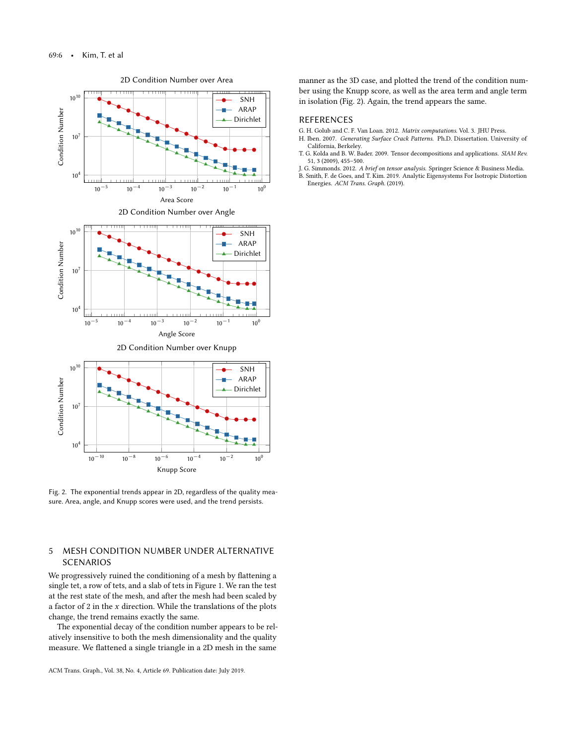2D Condition Number over Area

Condition Number

$10^{10}$

$10^{7}$

$10^{4}$

$10^{-5}$ $10^{-4}$ $10^{-3}$ $10^{-2}$ $10^{-1}$ $10^{0}$

Area Score

SNH
ARAP
Dirichlet

2D Condition Number over Angle

Condition Number

$10^{10}$

$10^{7}$

$10^{4}$

$10^{-5}$ $10^{-4}$ $10^{-3}$ $10^{-2}$ $10^{-1}$ $10^{0}$

Angle Score

SNH
ARAP
Dirichlet

2D Condition Number over Knupp

Condition Number

$10^{10}$

$10^{7}$

$10^{4}$

$10^{-10}$ $10^{-8}$ $10^{-6}$ $10^{-4}$ $10^{-2}$ $10^{0}$

Knupp Score

SNH
ARAP
Dirichlet

Fig. 2. The exponential trends appear in 2D, regardless of the quality measure. Area, angle, and Knupp scores were used, and the trend persists.

## 5 MESH CONDITION NUMBER UNDER ALTERNATIVE SCENARIOS

We progressively ruined the conditioning of a mesh by flattening a single tet, a row of tets, and a slab of tets in Figure 1. We ran the test at the rest state of the mesh, and after the mesh had been scaled by a factor of 2 in the $x$ direction. While the translations of the plots change, the trend remains exactly the same.

The exponential decay of the condition number appears to be relatively insensitive to both the mesh dimensionality and the quality measure. We flattened a single triangle in a 2D mesh in the same manner as the 3D case, and plotted the trend of the condition number using the Knupp score, as well as the area term and angle term in isolation (Fig. 2). Again, the trend appears the same.

## REFERENCES

G. H. Golub and C. F. Van Loan. 2012. *Matrix computations*. Vol. 3. JHU Press.

H. Iben. 2007. *Generating Surface Crack Patterns*. Ph.D. Dissertation. University of California, Berkeley.

T. G. Kolda and B. W. Bader. 2009. Tensor decompositions and applications. *SIAM Rev.* 51, 3 (2009), 455–500.

J. G. Simmonds. 2012. *A brief on tensor analysis*. Springer Science & Business Media.

B. Smith, F. de Goes, and T. Kim. 2019. Analytic Eigensystems For Isotropic Distortion Energies. *ACM Trans. Graph.* (2019).